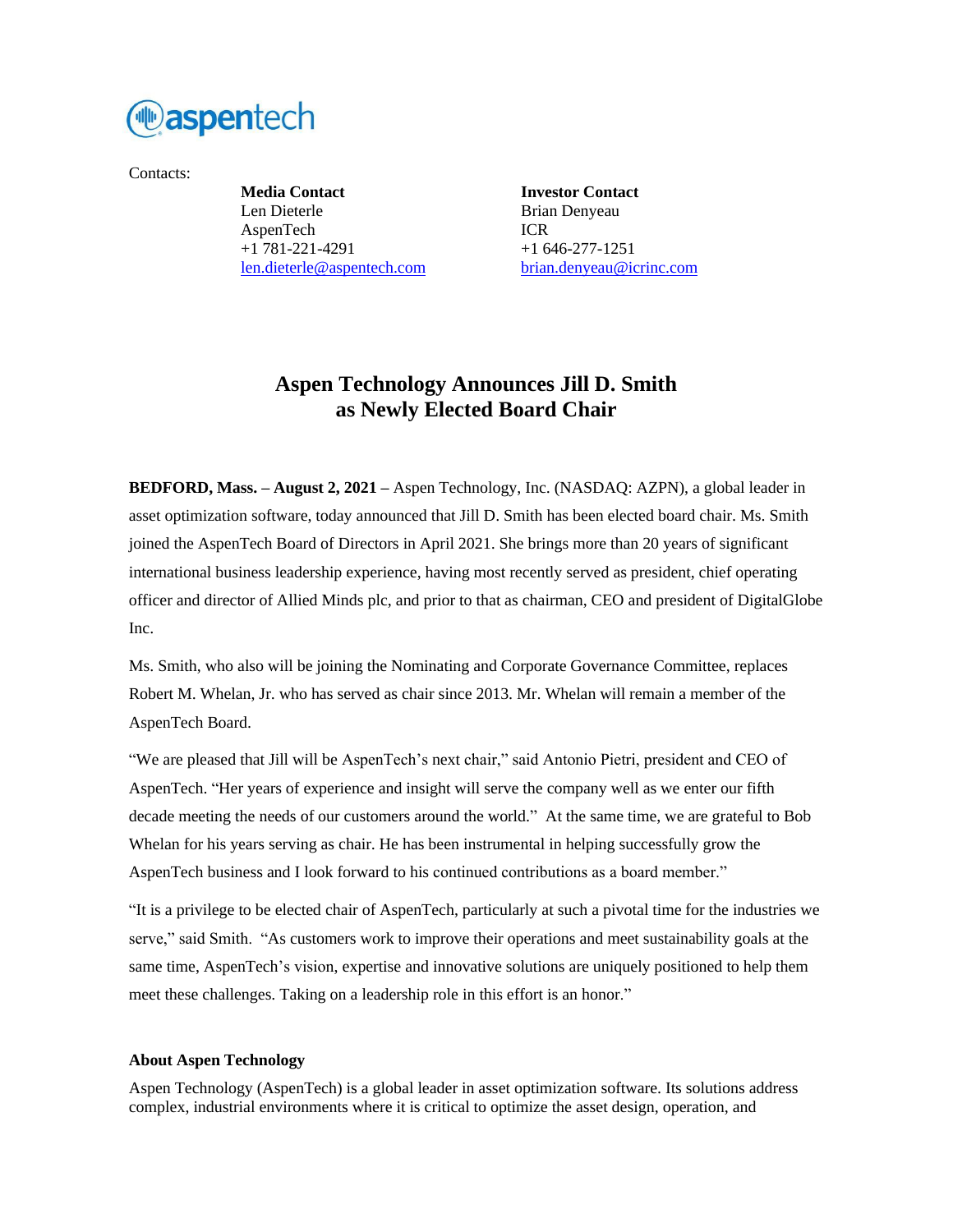aspentech

Contacts:

**Media Contact**
Len Dieterle
AspenTech
+1 781-221-4291
len.dieterle@aspentech.com

**Investor Contact**
Brian Denyeau
ICR
+1 646-277-1251
brian.denyeau@icrinc.com

# Aspen Technology Announces Jill D. Smith as Newly Elected Board Chair

**BEDFORD, Mass. – August 2, 2021 –** Aspen Technology, Inc. (NASDAQ: AZPN), a global leader in asset optimization software, today announced that Jill D. Smith has been elected board chair. Ms. Smith joined the AspenTech Board of Directors in April 2021. She brings more than 20 years of significant international business leadership experience, having most recently served as president, chief operating officer and director of Allied Minds plc, and prior to that as chairman, CEO and president of DigitalGlobe Inc.

Ms. Smith, who also will be joining the Nominating and Corporate Governance Committee, replaces Robert M. Whelan, Jr. who has served as chair since 2013. Mr. Whelan will remain a member of the AspenTech Board.

"We are pleased that Jill will be AspenTech's next chair," said Antonio Pietri, president and CEO of AspenTech. "Her years of experience and insight will serve the company well as we enter our fifth decade meeting the needs of our customers around the world." At the same time, we are grateful to Bob Whelan for his years serving as chair. He has been instrumental in helping successfully grow the AspenTech business and I look forward to his continued contributions as a board member."

"It is a privilege to be elected chair of AspenTech, particularly at such a pivotal time for the industries we serve," said Smith. "As customers work to improve their operations and meet sustainability goals at the same time, AspenTech's vision, expertise and innovative solutions are uniquely positioned to help them meet these challenges. Taking on a leadership role in this effort is an honor."

### About Aspen Technology

Aspen Technology (AspenTech) is a global leader in asset optimization software. Its solutions address complex, industrial environments where it is critical to optimize the asset design, operation, and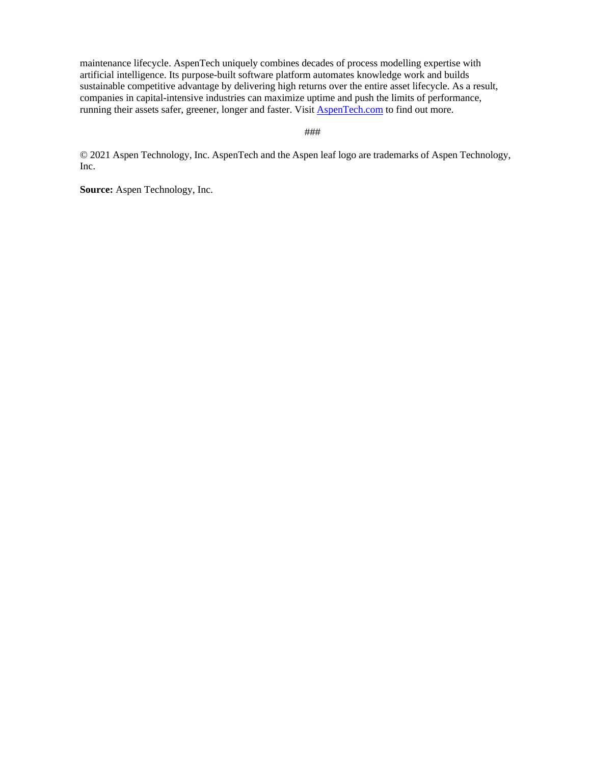maintenance lifecycle. AspenTech uniquely combines decades of process modelling expertise with artificial intelligence. Its purpose-built software platform automates knowledge work and builds sustainable competitive advantage by delivering high returns over the entire asset lifecycle. As a result, companies in capital-intensive industries can maximize uptime and push the limits of performance, running their assets safer, greener, longer and faster. Visit [AspenTech.com](AspenTech.com) to find out more.

###

© 2021 Aspen Technology, Inc. AspenTech and the Aspen leaf logo are trademarks of Aspen Technology, Inc.

**Source:** Aspen Technology, Inc.